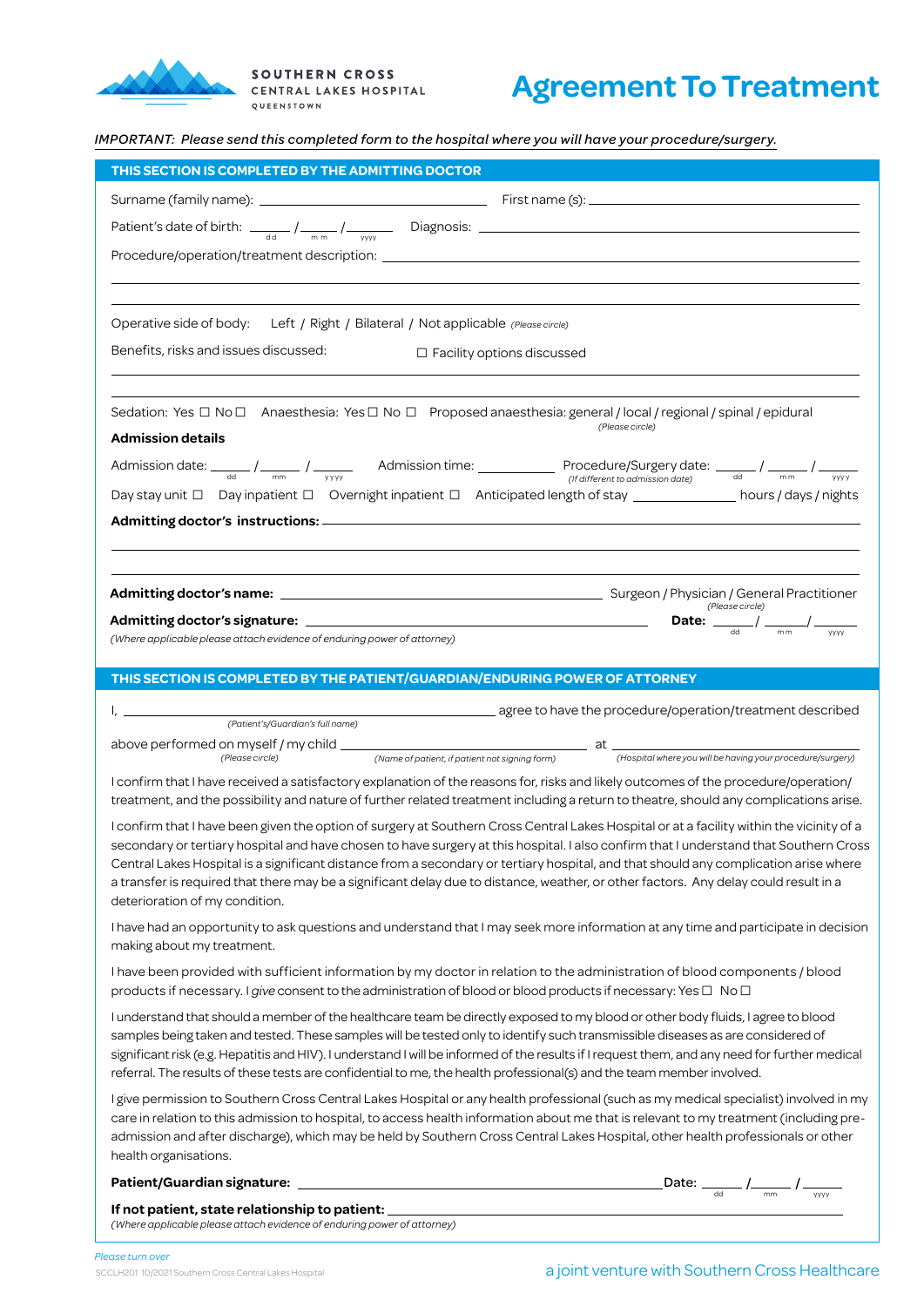SOUTHERN CROSS
CENTRAL LAKES HOSPITAL
QUEENSTOWN

# Agreement To Treatment

*IMPORTANT: Please send this completed form to the hospital where you will have your procedure/surgery.*

## THIS SECTION IS COMPLETED BY THE ADMITTING DOCTOR

Surname (family name): ______________________ First name (s): ______________________

Patient's date of birth: ____ / ____ / ______ (dd / mm / yyyy) Diagnosis: ______________________

Procedure/operation/treatment description: ______________________

______________________

______________________

Operative side of body: Left / Right / Bilateral / Not applicable *(Please circle)*

Benefits, risks and issues discussed: ☐ Facility options discussed

______________________

Sedation: Yes ☐ No ☐ Anaesthesia: Yes ☐ No ☐ Proposed anaesthesia: general / local / regional / spinal / epidural *(Please circle)*

**Admission details**

Admission date: ____ / ____ / ______ (dd / mm / yyyy) Admission time: __________ Procedure/Surgery date: ____ / ____ / ______ (dd / mm / yyyy) *(If different to admission date)*

Day stay unit ☐ Day inpatient ☐ Overnight inpatient ☐ Anticipated length of stay __________ hours / days / nights

**Admitting doctor's instructions:** ______________________

______________________

______________________

**Admitting doctor's name:** ______________________ Surgeon / Physician / General Practitioner *(Please circle)*

**Admitting doctor's signature:** ______________________ **Date:** ____ / ____ / ______ (dd / mm / yyyy)

*(Where applicable please attach evidence of enduring power of attorney)*

## THIS SECTION IS COMPLETED BY THE PATIENT/GUARDIAN/ENDURING POWER OF ATTORNEY

I, ______________________ *(Patient's/Guardian's full name)* agree to have the procedure/operation/treatment described above performed on myself / my child *(Please circle)* ______________________ *(Name of patient, if patient not signing form)* at ______________________ *(Hospital where you will be having your procedure/surgery)*

I confirm that I have received a satisfactory explanation of the reasons for, risks and likely outcomes of the procedure/operation/ treatment, and the possibility and nature of further related treatment including a return to theatre, should any complications arise.

I confirm that I have been given the option of surgery at Southern Cross Central Lakes Hospital or at a facility within the vicinity of a secondary or tertiary hospital and have chosen to have surgery at this hospital. I also confirm that I understand that Southern Cross Central Lakes Hospital is a significant distance from a secondary or tertiary hospital, and that should any complication arise where a transfer is required that there may be a significant delay due to distance, weather, or other factors. Any delay could result in a deterioration of my condition.

I have had an opportunity to ask questions and understand that I may seek more information at any time and participate in decision making about my treatment.

I have been provided with sufficient information by my doctor in relation to the administration of blood components / blood products if necessary. I *give* consent to the administration of blood or blood products if necessary: Yes ☐ No ☐

I understand that should a member of the healthcare team be directly exposed to my blood or other body fluids, I agree to blood samples being taken and tested. These samples will be tested only to identify such transmissible diseases as are considered of significant risk (e.g. Hepatitis and HIV). I understand I will be informed of the results if I request them, and any need for further medical referral. The results of these tests are confidential to me, the health professional(s) and the team member involved.

I give permission to Southern Cross Central Lakes Hospital or any health professional (such as my medical specialist) involved in my care in relation to this admission to hospital, to access health information about me that is relevant to my treatment (including pre-admission and after discharge), which may be held by Southern Cross Central Lakes Hospital, other health professionals or other health organisations.

**Patient/Guardian signature:** ______________________ Date: ____ / ____ / ______ (dd / mm / yyyy)

**If not patient, state relationship to patient:** ______________________

*(Where applicable please attach evidence of enduring power of attorney)*

*Please turn over*

SCCLH201 10/2021 Southern Cross Central Lakes Hospital

a joint venture with Southern Cross Healthcare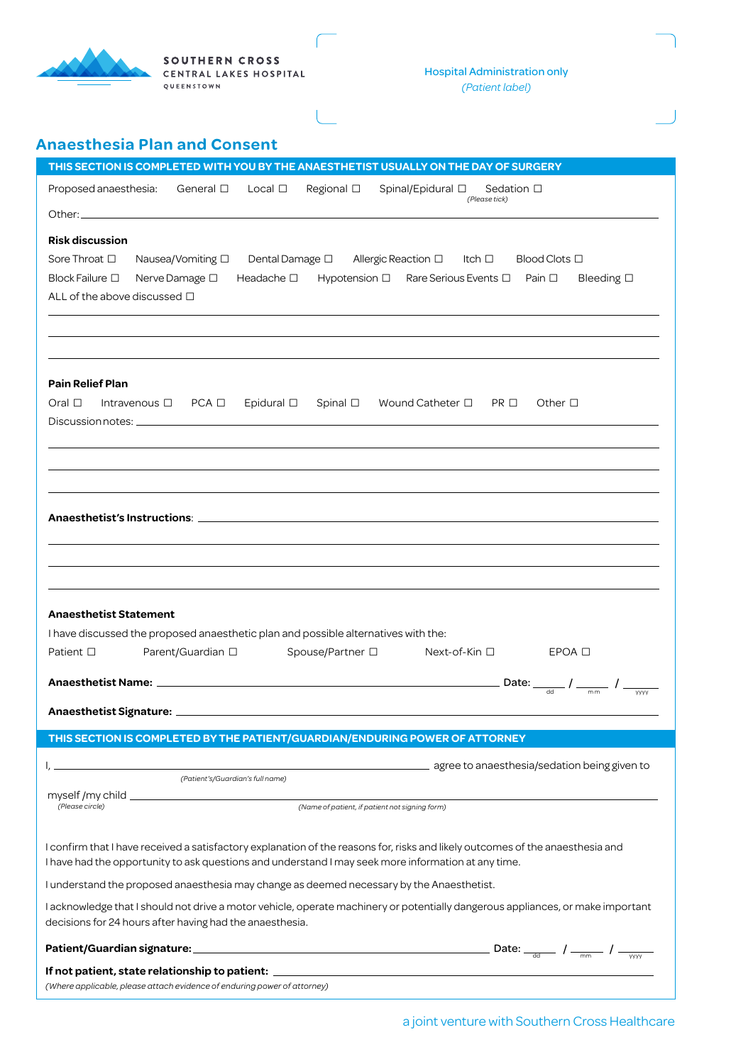SOUTHERN CROSS
CENTRAL LAKES HOSPITAL
QUEENSTOWN

Hospital Administration only
*(Patient label)*

## Anaesthesia Plan and Consent

**THIS SECTION IS COMPLETED WITH YOU BY THE ANAESTHETIST USUALLY ON THE DAY OF SURGERY**

Proposed anaesthesia: General ☐ Local ☐ Regional ☐ Spinal/Epidural ☐ Sedation ☐
*(Please tick)*

Other: ______________________________

**Risk discussion**

Sore Throat ☐ Nausea/Vomiting ☐ Dental Damage ☐ Allergic Reaction ☐ Itch ☐ Blood Clots ☐

Block Failure ☐ Nerve Damage ☐ Headache ☐ Hypotension ☐ Rare Serious Events ☐ Pain ☐ Bleeding ☐

ALL of the above discussed ☐

______________________________

______________________________

______________________________

**Pain Relief Plan**

Oral ☐ Intravenous ☐ PCA ☐ Epidural ☐ Spinal ☐ Wound Catheter ☐ PR ☐ Other ☐

Discussion notes: ______________________________

______________________________

______________________________

______________________________

**Anaesthetist's Instructions**: ______________________________

______________________________

______________________________

______________________________

**Anaesthetist Statement**

I have discussed the proposed anaesthetic plan and possible alternatives with the:

Patient ☐ Parent/Guardian ☐ Spouse/Partner ☐ Next-of-Kin ☐ EPOA ☐

**Anaesthetist Name:** ______________________________ Date: ____ / ____ / ____
(dd / mm / yyyy)

**Anaesthetist Signature:** ______________________________

**THIS SECTION IS COMPLETED BY THE PATIENT/GUARDIAN/ENDURING POWER OF ATTORNEY**

I, ______________________________ agree to anaesthesia/sedation being given to
*(Patient's/Guardian's full name)*

myself /my child ______________________________
*(Please circle)* *(Name of patient, if patient not signing form)*

I confirm that I have received a satisfactory explanation of the reasons for, risks and likely outcomes of the anaesthesia and I have had the opportunity to ask questions and understand I may seek more information at any time.

I understand the proposed anaesthesia may change as deemed necessary by the Anaesthetist.

I acknowledge that I should not drive a motor vehicle, operate machinery or potentially dangerous appliances, or make important decisions for 24 hours after having had the anaesthesia.

**Patient/Guardian signature:** ______________________________ Date: ____ / ____ / ____
(dd / mm / yyyy)

**If not patient, state relationship to patient:** ______________________________

*(Where applicable, please attach evidence of enduring power of attorney)*

a joint venture with Southern Cross Healthcare